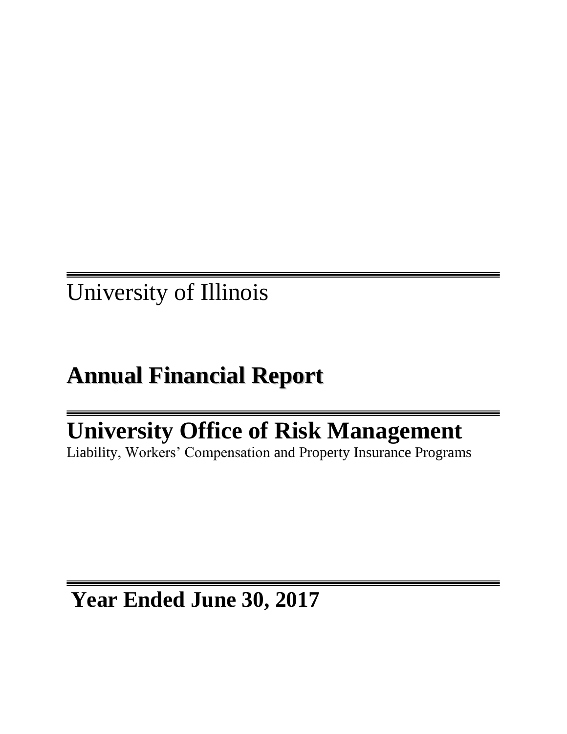University of Illinois

# Annual Financial Report

# University Office of Risk Management

Liability, Workers' Compensation and Property Insurance Programs

## Year Ended June 30, 2017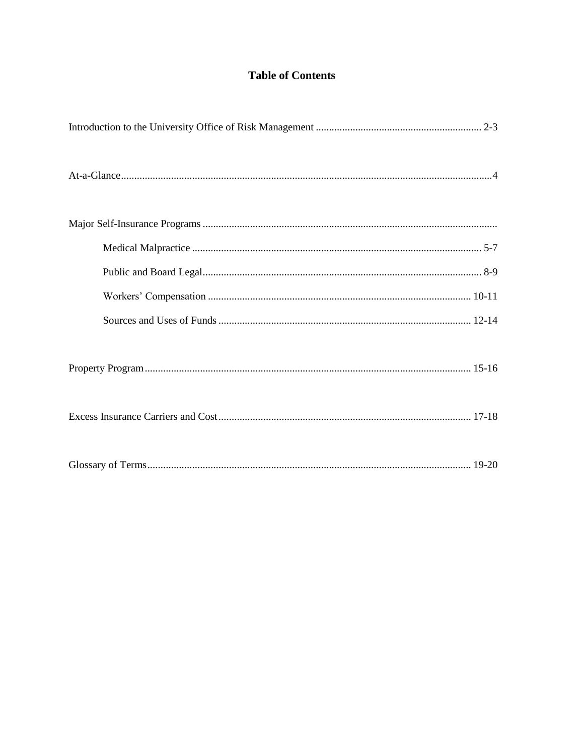# Table of Contents

Introduction to the University Office of Risk Management ........ 2-3

At-a-Glance ........ 4

Major Self-Insurance Programs ........

- Medical Malpractice ........ 5-7
- Public and Board Legal ........ 8-9
- Workers' Compensation ........ 10-11
- Sources and Uses of Funds ........ 12-14

Property Program ........ 15-16

Excess Insurance Carriers and Cost ........ 17-18

Glossary of Terms ........ 19-20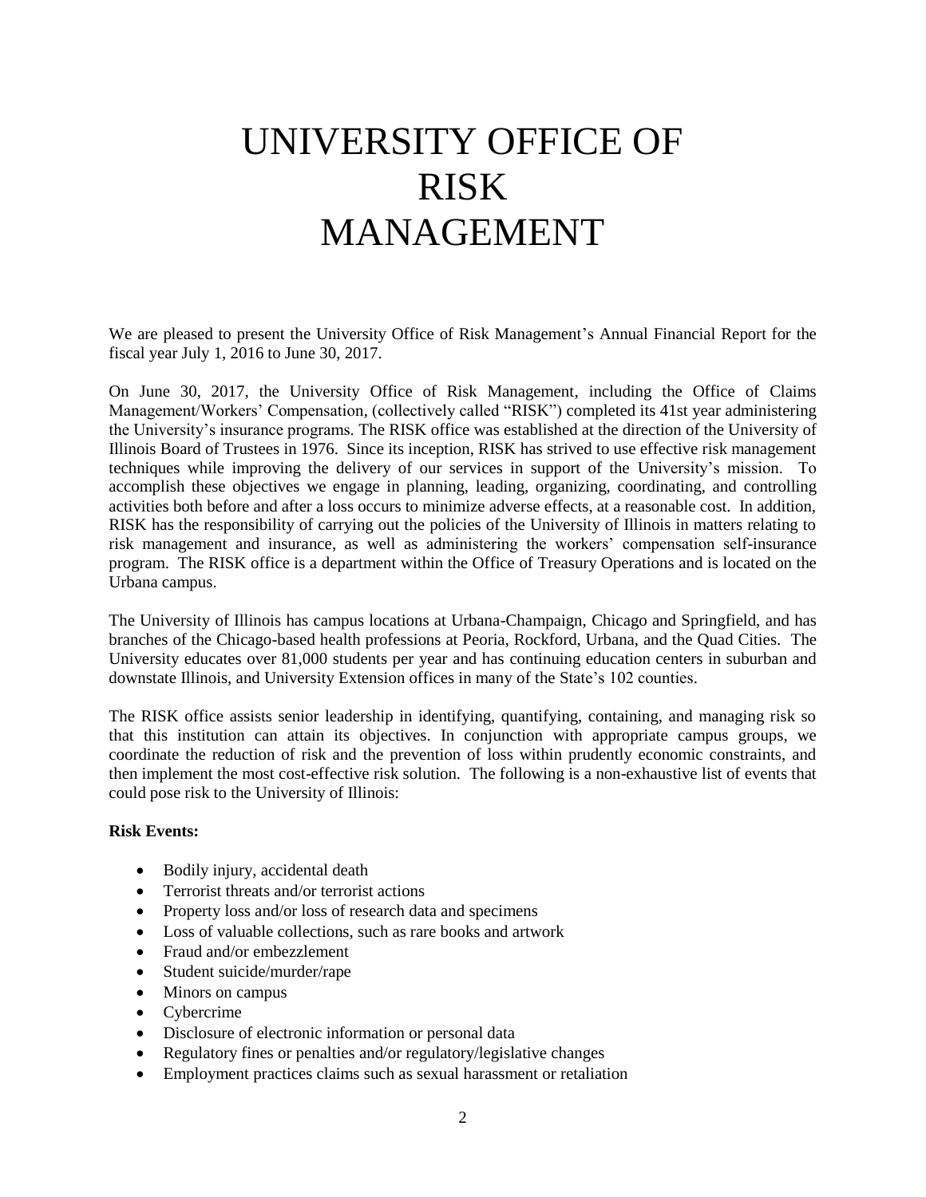# UNIVERSITY OFFICE OF RISK MANAGEMENT

We are pleased to present the University Office of Risk Management's Annual Financial Report for the fiscal year July 1, 2016 to June 30, 2017.

On June 30, 2017, the University Office of Risk Management, including the Office of Claims Management/Workers' Compensation, (collectively called "RISK") completed its 41st year administering the University's insurance programs. The RISK office was established at the direction of the University of Illinois Board of Trustees in 1976. Since its inception, RISK has strived to use effective risk management techniques while improving the delivery of our services in support of the University's mission. To accomplish these objectives we engage in planning, leading, organizing, coordinating, and controlling activities both before and after a loss occurs to minimize adverse effects, at a reasonable cost. In addition, RISK has the responsibility of carrying out the policies of the University of Illinois in matters relating to risk management and insurance, as well as administering the workers' compensation self-insurance program. The RISK office is a department within the Office of Treasury Operations and is located on the Urbana campus.

The University of Illinois has campus locations at Urbana-Champaign, Chicago and Springfield, and has branches of the Chicago-based health professions at Peoria, Rockford, Urbana, and the Quad Cities. The University educates over 81,000 students per year and has continuing education centers in suburban and downstate Illinois, and University Extension offices in many of the State's 102 counties.

The RISK office assists senior leadership in identifying, quantifying, containing, and managing risk so that this institution can attain its objectives. In conjunction with appropriate campus groups, we coordinate the reduction of risk and the prevention of loss within prudently economic constraints, and then implement the most cost-effective risk solution. The following is a non-exhaustive list of events that could pose risk to the University of Illinois:

**Risk Events:**

- Bodily injury, accidental death
- Terrorist threats and/or terrorist actions
- Property loss and/or loss of research data and specimens
- Loss of valuable collections, such as rare books and artwork
- Fraud and/or embezzlement
- Student suicide/murder/rape
- Minors on campus
- Cybercrime
- Disclosure of electronic information or personal data
- Regulatory fines or penalties and/or regulatory/legislative changes
- Employment practices claims such as sexual harassment or retaliation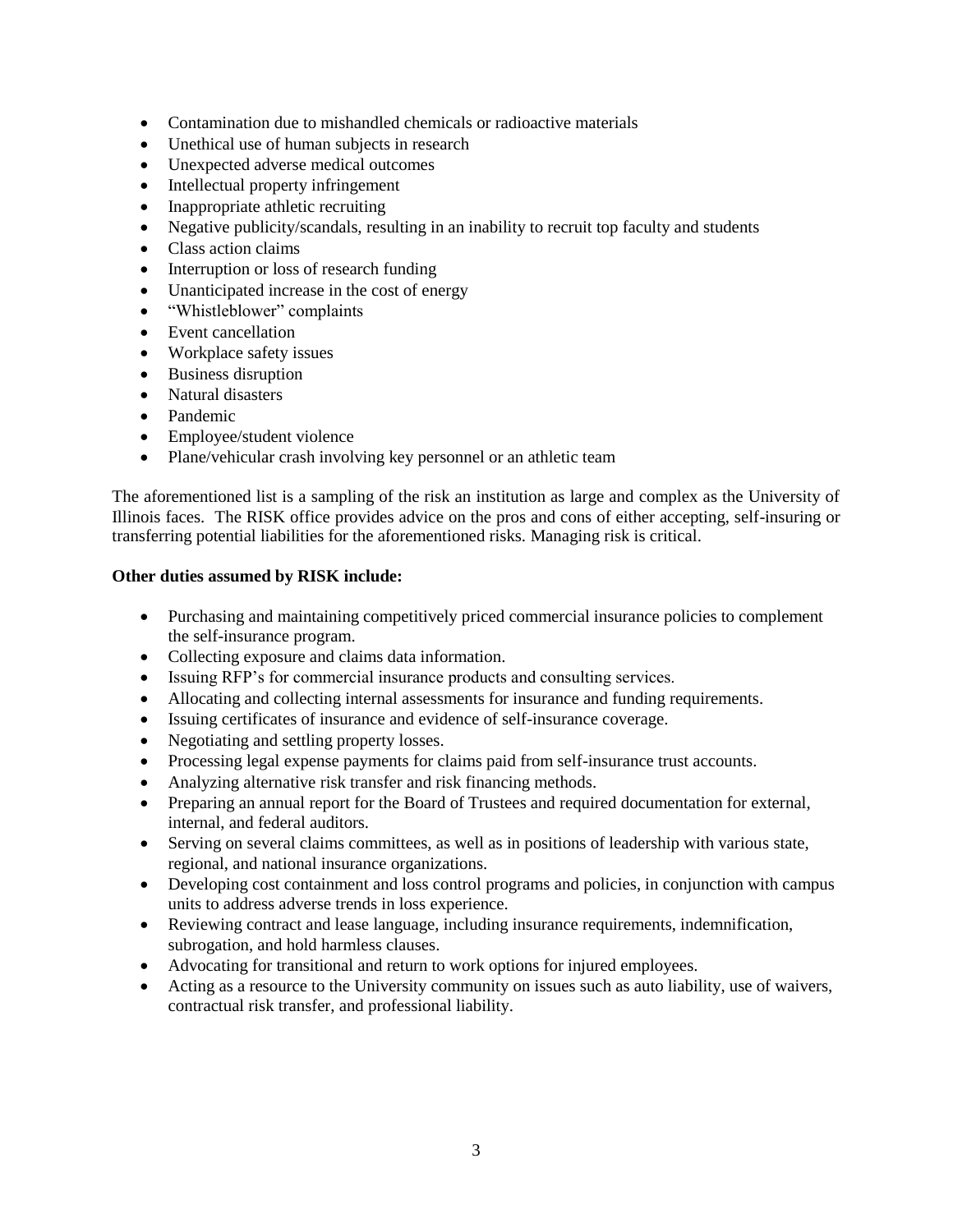- Contamination due to mishandled chemicals or radioactive materials
- Unethical use of human subjects in research
- Unexpected adverse medical outcomes
- Intellectual property infringement
- Inappropriate athletic recruiting
- Negative publicity/scandals, resulting in an inability to recruit top faculty and students
- Class action claims
- Interruption or loss of research funding
- Unanticipated increase in the cost of energy
- "Whistleblower" complaints
- Event cancellation
- Workplace safety issues
- Business disruption
- Natural disasters
- Pandemic
- Employee/student violence
- Plane/vehicular crash involving key personnel or an athletic team

The aforementioned list is a sampling of the risk an institution as large and complex as the University of Illinois faces. The RISK office provides advice on the pros and cons of either accepting, self-insuring or transferring potential liabilities for the aforementioned risks. Managing risk is critical.

**Other duties assumed by RISK include:**

- Purchasing and maintaining competitively priced commercial insurance policies to complement the self-insurance program.
- Collecting exposure and claims data information.
- Issuing RFP's for commercial insurance products and consulting services.
- Allocating and collecting internal assessments for insurance and funding requirements.
- Issuing certificates of insurance and evidence of self-insurance coverage.
- Negotiating and settling property losses.
- Processing legal expense payments for claims paid from self-insurance trust accounts.
- Analyzing alternative risk transfer and risk financing methods.
- Preparing an annual report for the Board of Trustees and required documentation for external, internal, and federal auditors.
- Serving on several claims committees, as well as in positions of leadership with various state, regional, and national insurance organizations.
- Developing cost containment and loss control programs and policies, in conjunction with campus units to address adverse trends in loss experience.
- Reviewing contract and lease language, including insurance requirements, indemnification, subrogation, and hold harmless clauses.
- Advocating for transitional and return to work options for injured employees.
- Acting as a resource to the University community on issues such as auto liability, use of waivers, contractual risk transfer, and professional liability.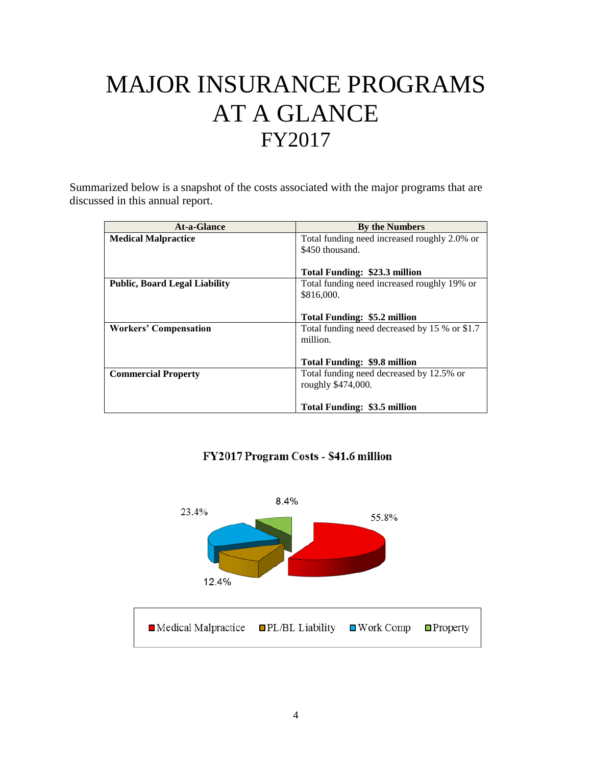# MAJOR INSURANCE PROGRAMS AT A GLANCE FY2017

Summarized below is a snapshot of the costs associated with the major programs that are discussed in this annual report.

| At-a-Glance | By the Numbers |
|---|---|
| **Medical Malpractice** | Total funding need increased roughly 2.0% or \$450 thousand.<br><br>**Total Funding: \$23.3 million** |
| **Public, Board Legal Liability** | Total funding need increased roughly 19% or \$816,000.<br><br>**Total Funding: \$5.2 million** |
| **Workers' Compensation** | Total funding need decreased by 15 % or \$1.7 million.<br><br>**Total Funding: \$9.8 million** |
| **Commercial Property** | Total funding need decreased by 12.5% or roughly \$474,000.<br><br>**Total Funding: \$3.5 million** |

**FY2017 Program Costs - \$41.6 million**

55.8%

12.4%

23.4%

8.4%

Medical Malpractice   PL/BL Liability   Work Comp   Property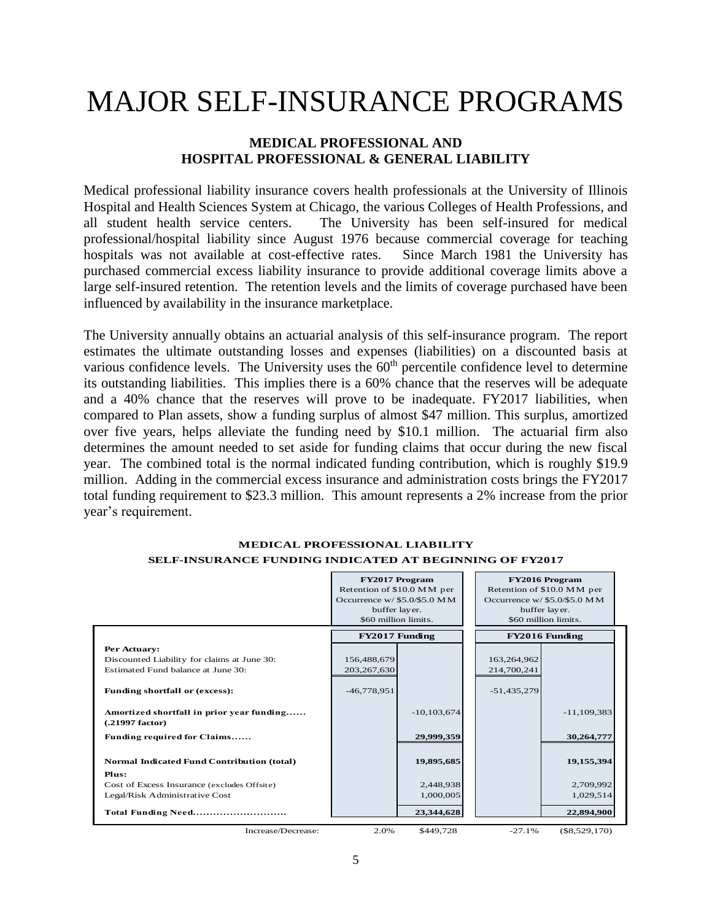# MAJOR SELF-INSURANCE PROGRAMS

### MEDICAL PROFESSIONAL AND HOSPITAL PROFESSIONAL & GENERAL LIABILITY

Medical professional liability insurance covers health professionals at the University of Illinois Hospital and Health Sciences System at Chicago, the various Colleges of Health Professions, and all student health service centers. The University has been self-insured for medical professional/hospital liability since August 1976 because commercial coverage for teaching hospitals was not available at cost-effective rates. Since March 1981 the University has purchased commercial excess liability insurance to provide additional coverage limits above a large self-insured retention. The retention levels and the limits of coverage purchased have been influenced by availability in the insurance marketplace.

The University annually obtains an actuarial analysis of this self-insurance program. The report estimates the ultimate outstanding losses and expenses (liabilities) on a discounted basis at various confidence levels. The University uses the 60th percentile confidence level to determine its outstanding liabilities. This implies there is a 60% chance that the reserves will be adequate and a 40% chance that the reserves will prove to be inadequate. FY2017 liabilities, when compared to Plan assets, show a funding surplus of almost $47 million. This surplus, amortized over five years, helps alleviate the funding need by $10.1 million. The actuarial firm also determines the amount needed to set aside for funding claims that occur during the new fiscal year. The combined total is the normal indicated funding contribution, which is roughly $19.9 million. Adding in the commercial excess insurance and administration costs brings the FY2017 total funding requirement to $23.3 million. This amount represents a 2% increase from the prior year's requirement.

**MEDICAL PROFESSIONAL LIABILITY**
**SELF-INSURANCE FUNDING INDICATED AT BEGINNING OF FY2017**

| | **FY2017 Program** Retention of $10.0 MM per Occurrence w/ $5.0/$5.0 MM buffer layer. $60 million limits. | | **FY2016 Program** Retention of $10.0 MM per Occurrence w/ $5.0/$5.0 MM buffer layer. $60 million limits. | |
|---|---|---|---|---|
| | **FY2017 Funding** | | **FY2016 Funding** | |
| **Per Actuary:** | | | | |
| Discounted Liability for claims at June 30: | 156,488,679 | | 163,264,962 | |
| Estimated Fund balance at June 30: | 203,267,630 | | 214,700,241 | |
| **Funding shortfall or (excess):** | -46,778,951 | | -51,435,279 | |
| **Amortized shortfall in prior year funding...... (.21997 factor)** | | -10,103,674 | | -11,109,383 |
| **Funding required for Claims......** | | 29,999,359 | | 30,264,777 |
| **Normal Indicated Fund Contribution (total)** | | 19,895,685 | | 19,155,394 |
| **Plus:** | | | | |
| Cost of Excess Insurance (excludes Offsite) | | 2,448,938 | | 2,709,992 |
| Legal/Risk Administrative Cost | | 1,000,005 | | 1,029,514 |
| **Total Funding Need...........................** | | 23,344,628 | | 22,894,900 |
| Increase/Decrease: | 2.0% | $449,728 | -27.1% | ($8,529,170) |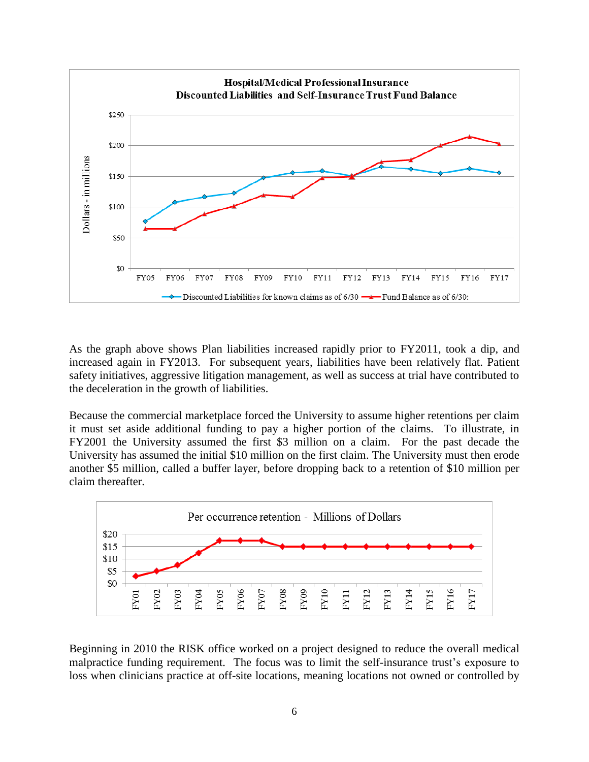**Hospital/Medical Professional Insurance**
**Discounted Liabilities and Self-Insurance Trust Fund Balance**

As the graph above shows Plan liabilities increased rapidly prior to FY2011, took a dip, and increased again in FY2013. For subsequent years, liabilities have been relatively flat. Patient safety initiatives, aggressive litigation management, as well as success at trial have contributed to the deceleration in the growth of liabilities.

Because the commercial marketplace forced the University to assume higher retentions per claim it must set aside additional funding to pay a higher portion of the claims. To illustrate, in FY2001 the University assumed the first $3 million on a claim. For the past decade the University has assumed the initial $10 million on the first claim. The University must then erode another $5 million, called a buffer layer, before dropping back to a retention of $10 million per claim thereafter.

Per occurrence retention - Millions of Dollars

Beginning in 2010 the RISK office worked on a project designed to reduce the overall medical malpractice funding requirement. The focus was to limit the self-insurance trust's exposure to loss when clinicians practice at off-site locations, meaning locations not owned or controlled by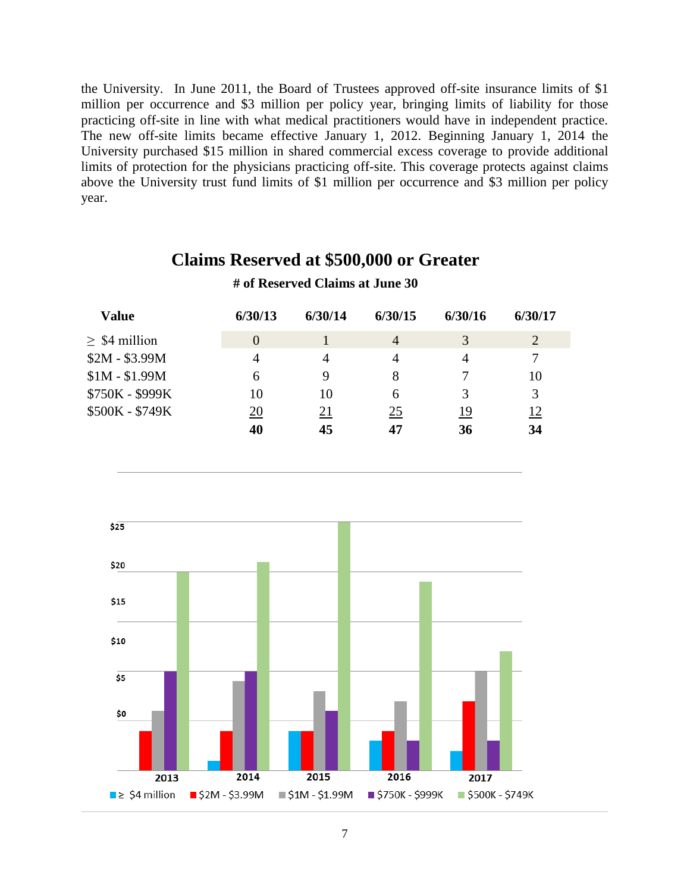the University. In June 2011, the Board of Trustees approved off-site insurance limits of $1 million per occurrence and $3 million per policy year, bringing limits of liability for those practicing off-site in line with what medical practitioners would have in independent practice. The new off-site limits became effective January 1, 2012. Beginning January 1, 2014 the University purchased $15 million in shared commercial excess coverage to provide additional limits of protection for the physicians practicing off-site. This coverage protects against claims above the University trust fund limits of $1 million per occurrence and $3 million per policy year.

## Claims Reserved at $500,000 or Greater

**# of Reserved Claims at June 30**

| Value | 6/30/13 | 6/30/14 | 6/30/15 | 6/30/16 | 6/30/17 |
|---|---|---|---|---|---|
| ≥ $4 million | 0 | 1 | 4 | 3 | 2 |
| $2M - $3.99M | 4 | 4 | 4 | 4 | 7 |
| $1M - $1.99M | 6 | 9 | 8 | 7 | 10 |
| $750K - $999K | 10 | 10 | 6 | 3 | 3 |
| $500K - $749K | 20 | 21 | 25 | 19 | 12 |
| | **40** | **45** | **47** | **36** | **34** |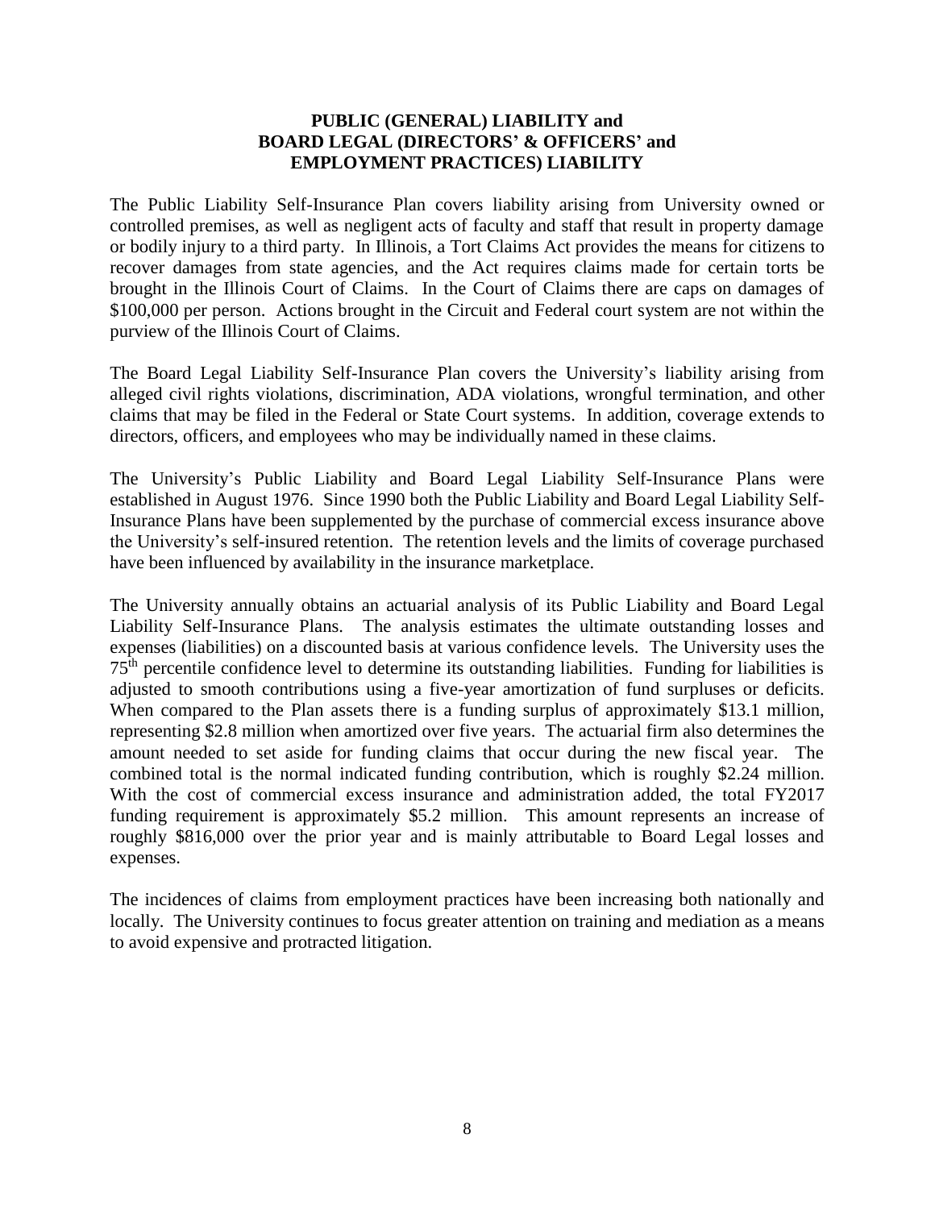## PUBLIC (GENERAL) LIABILITY and BOARD LEGAL (DIRECTORS' & OFFICERS' and EMPLOYMENT PRACTICES) LIABILITY

The Public Liability Self-Insurance Plan covers liability arising from University owned or controlled premises, as well as negligent acts of faculty and staff that result in property damage or bodily injury to a third party. In Illinois, a Tort Claims Act provides the means for citizens to recover damages from state agencies, and the Act requires claims made for certain torts be brought in the Illinois Court of Claims. In the Court of Claims there are caps on damages of \$100,000 per person. Actions brought in the Circuit and Federal court system are not within the purview of the Illinois Court of Claims.

The Board Legal Liability Self-Insurance Plan covers the University's liability arising from alleged civil rights violations, discrimination, ADA violations, wrongful termination, and other claims that may be filed in the Federal or State Court systems. In addition, coverage extends to directors, officers, and employees who may be individually named in these claims.

The University's Public Liability and Board Legal Liability Self-Insurance Plans were established in August 1976. Since 1990 both the Public Liability and Board Legal Liability Self-Insurance Plans have been supplemented by the purchase of commercial excess insurance above the University's self-insured retention. The retention levels and the limits of coverage purchased have been influenced by availability in the insurance marketplace.

The University annually obtains an actuarial analysis of its Public Liability and Board Legal Liability Self-Insurance Plans. The analysis estimates the ultimate outstanding losses and expenses (liabilities) on a discounted basis at various confidence levels. The University uses the 75th percentile confidence level to determine its outstanding liabilities. Funding for liabilities is adjusted to smooth contributions using a five-year amortization of fund surpluses or deficits. When compared to the Plan assets there is a funding surplus of approximately \$13.1 million, representing \$2.8 million when amortized over five years. The actuarial firm also determines the amount needed to set aside for funding claims that occur during the new fiscal year. The combined total is the normal indicated funding contribution, which is roughly \$2.24 million. With the cost of commercial excess insurance and administration added, the total FY2017 funding requirement is approximately \$5.2 million. This amount represents an increase of roughly \$816,000 over the prior year and is mainly attributable to Board Legal losses and expenses.

The incidences of claims from employment practices have been increasing both nationally and locally. The University continues to focus greater attention on training and mediation as a means to avoid expensive and protracted litigation.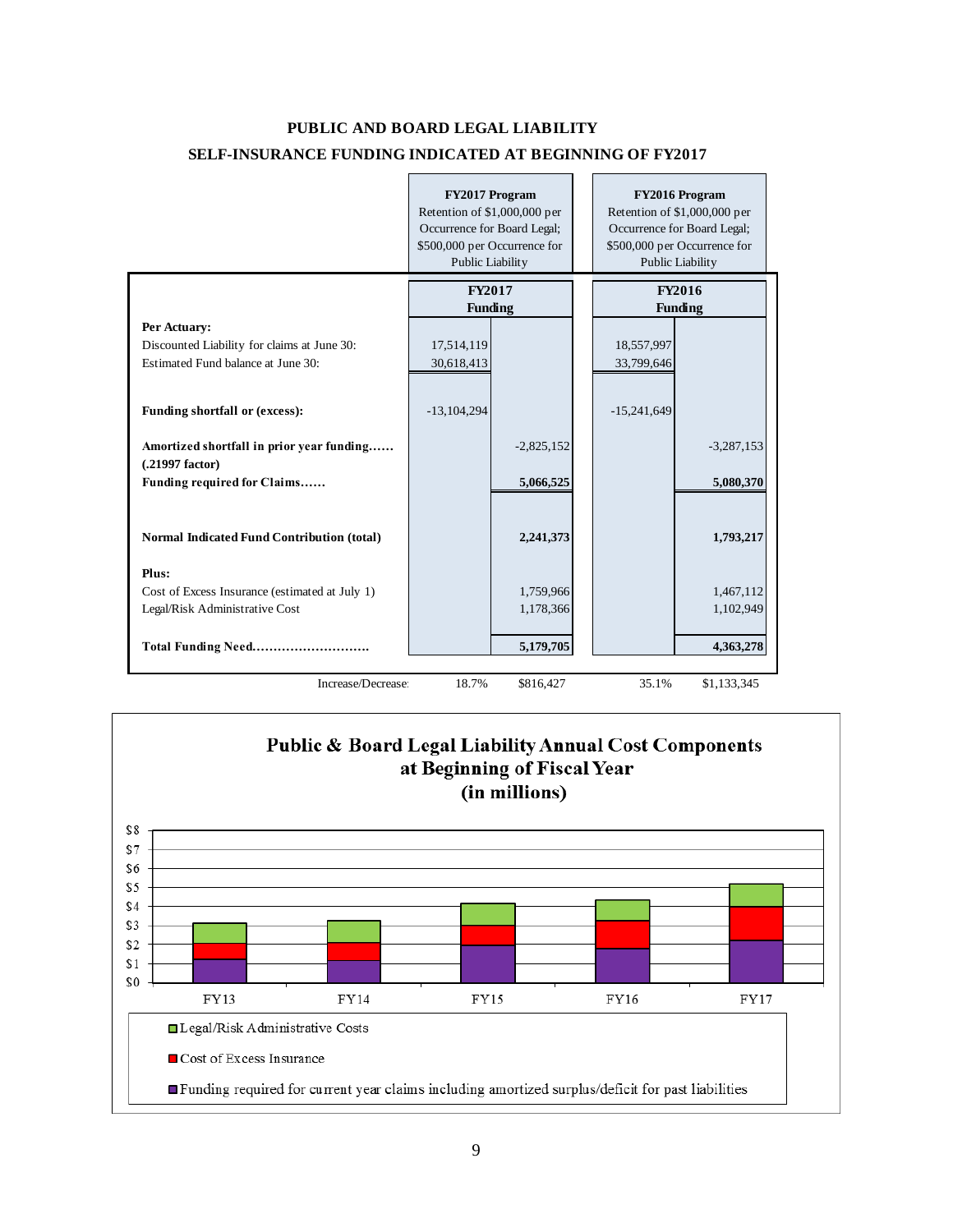## PUBLIC AND BOARD LEGAL LIABILITY

## SELF-INSURANCE FUNDING INDICATED AT BEGINNING OF FY2017

| | **FY2017 Program** Retention of $1,000,000 per Occurrence for Board Legal; $500,000 per Occurrence for Public Liability | | **FY2016 Program** Retention of $1,000,000 per Occurrence for Board Legal; $500,000 per Occurrence for Public Liability | |
|---|---|---|---|---|
| | **FY2017 Funding** | | **FY2016 Funding** | |
| **Per Actuary:** | | | | |
| Discounted Liability for claims at June 30: | 17,514,119 | | 18,557,997 | |
| Estimated Fund balance at June 30: | 30,618,413 | | 33,799,646 | |
| **Funding shortfall or (excess):** | -13,104,294 | | -15,241,649 | |
| **Amortized shortfall in prior year funding…… (.21997 factor)** | | -2,825,152 | | -3,287,153 |
| **Funding required for Claims……** | | **5,066,525** | | **5,080,370** |
| **Normal Indicated Fund Contribution (total)** | | **2,241,373** | | **1,793,217** |
| **Plus:** | | | | |
| Cost of Excess Insurance (estimated at July 1) | | 1,759,966 | | 1,467,112 |
| Legal/Risk Administrative Cost | | 1,178,366 | | 1,102,949 |
| **Total Funding Need……………………….** | | **5,179,705** | | **4,363,278** |
| Increase/Decrease: | 18.7% | $816,427 | 35.1% | $1,133,345 |

**Public & Board Legal Liability Annual Cost Components at Beginning of Fiscal Year (in millions)**

| | FY13 | FY14 | FY15 | FY16 | FY17 |
|---|---|---|---|---|---|

- Legal/Risk Administrative Costs
- Cost of Excess Insurance
- Funding required for current year claims including amortized surplus/deficit for past liabilities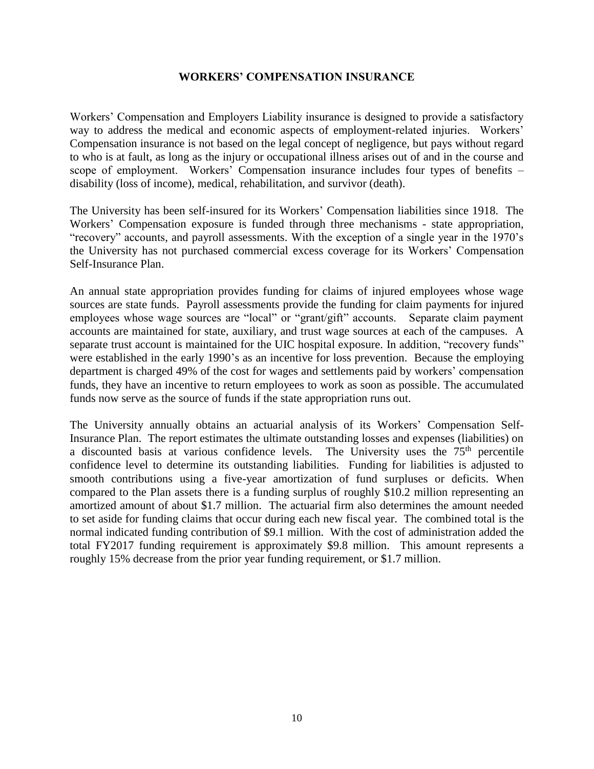## WORKERS' COMPENSATION INSURANCE

Workers' Compensation and Employers Liability insurance is designed to provide a satisfactory way to address the medical and economic aspects of employment-related injuries. Workers' Compensation insurance is not based on the legal concept of negligence, but pays without regard to who is at fault, as long as the injury or occupational illness arises out of and in the course and scope of employment. Workers' Compensation insurance includes four types of benefits – disability (loss of income), medical, rehabilitation, and survivor (death).

The University has been self-insured for its Workers' Compensation liabilities since 1918. The Workers' Compensation exposure is funded through three mechanisms - state appropriation, "recovery" accounts, and payroll assessments. With the exception of a single year in the 1970's the University has not purchased commercial excess coverage for its Workers' Compensation Self-Insurance Plan.

An annual state appropriation provides funding for claims of injured employees whose wage sources are state funds. Payroll assessments provide the funding for claim payments for injured employees whose wage sources are "local" or "grant/gift" accounts. Separate claim payment accounts are maintained for state, auxiliary, and trust wage sources at each of the campuses. A separate trust account is maintained for the UIC hospital exposure. In addition, "recovery funds" were established in the early 1990's as an incentive for loss prevention. Because the employing department is charged 49% of the cost for wages and settlements paid by workers' compensation funds, they have an incentive to return employees to work as soon as possible. The accumulated funds now serve as the source of funds if the state appropriation runs out.

The University annually obtains an actuarial analysis of its Workers' Compensation Self-Insurance Plan. The report estimates the ultimate outstanding losses and expenses (liabilities) on a discounted basis at various confidence levels. The University uses the 75th percentile confidence level to determine its outstanding liabilities. Funding for liabilities is adjusted to smooth contributions using a five-year amortization of fund surpluses or deficits. When compared to the Plan assets there is a funding surplus of roughly $10.2 million representing an amortized amount of about $1.7 million. The actuarial firm also determines the amount needed to set aside for funding claims that occur during each new fiscal year. The combined total is the normal indicated funding contribution of $9.1 million. With the cost of administration added the total FY2017 funding requirement is approximately $9.8 million. This amount represents a roughly 15% decrease from the prior year funding requirement, or $1.7 million.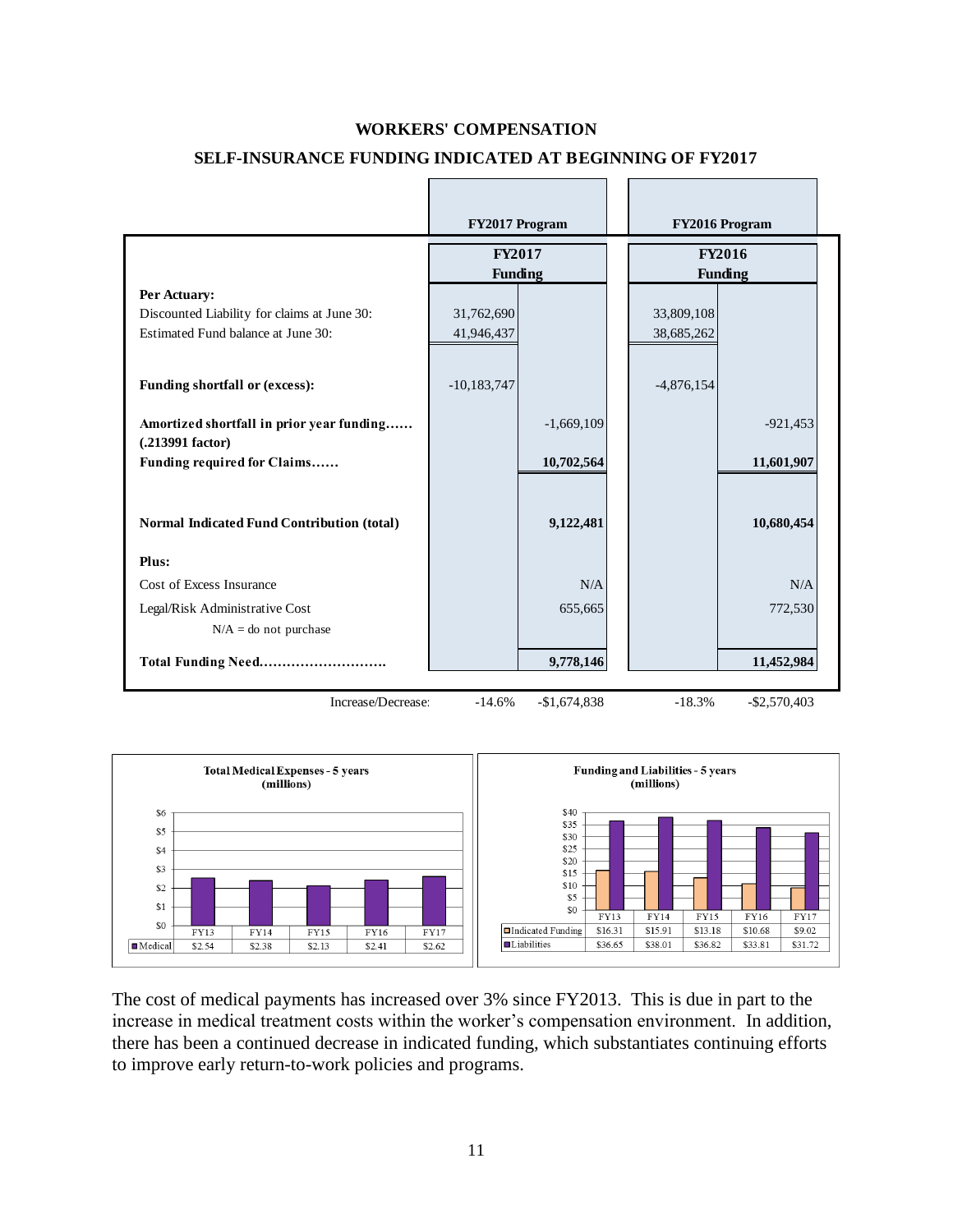## WORKERS' COMPENSATION

### SELF-INSURANCE FUNDING INDICATED AT BEGINNING OF FY2017

| | FY2017 Program | | FY2016 Program | |
|---|---|---|---|---|
| | FY2017 Funding | | FY2016 Funding | |
| **Per Actuary:** | | | | |
| Discounted Liability for claims at June 30: | 31,762,690 | | 33,809,108 | |
| Estimated Fund balance at June 30: | 41,946,437 | | 38,685,262 | |
| **Funding shortfall or (excess):** | -10,183,747 | | -4,876,154 | |
| **Amortized shortfall in prior year funding…… (.213991 factor)** | | -1,669,109 | | -921,453 |
| **Funding required for Claims……** | | **10,702,564** | | **11,601,907** |
| **Normal Indicated Fund Contribution (total)** | | **9,122,481** | | **10,680,454** |
| **Plus:** | | | | |
| Cost of Excess Insurance | | N/A | | N/A |
| Legal/Risk Administrative Cost | | 655,665 | | 772,530 |
| N/A = do not purchase | | | | |
| **Total Funding Need……………………….** | | **9,778,146** | | **11,452,984** |
| Increase/Decrease: | -14.6% | -$1,674,838 | -18.3% | -$2,570,403 |

**Total Medical Expenses - 5 years (millions)**

| | FY13 | FY14 | FY15 | FY16 | FY17 |
|---|---|---|---|---|---|
| Medical | $2.54 | $2.38 | $2.13 | $2.41 | $2.62 |

**Funding and Liabilities - 5 years (millions)**

| | FY13 | FY14 | FY15 | FY16 | FY17 |
|---|---|---|---|---|---|
| Indicated Funding | $16.31 | $15.91 | $13.18 | $10.68 | $9.02 |
| Liabilities | $36.65 | $38.01 | $36.82 | $33.81 | $31.72 |

The cost of medical payments has increased over 3% since FY2013. This is due in part to the increase in medical treatment costs within the worker's compensation environment. In addition, there has been a continued decrease in indicated funding, which substantiates continuing efforts to improve early return-to-work policies and programs.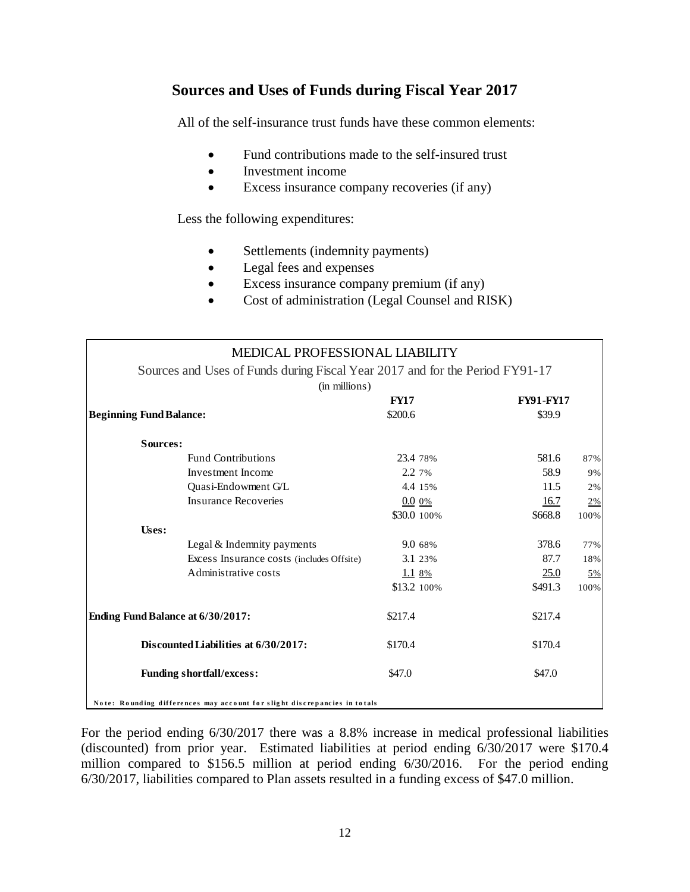## Sources and Uses of Funds during Fiscal Year 2017

All of the self-insurance trust funds have these common elements:

- Fund contributions made to the self-insured trust
- Investment income
- Excess insurance company recoveries (if any)

Less the following expenditures:

- Settlements (indemnity payments)
- Legal fees and expenses
- Excess insurance company premium (if any)
- Cost of administration (Legal Counsel and RISK)

MEDICAL PROFESSIONAL LIABILITY

Sources and Uses of Funds during Fiscal Year 2017 and for the Period FY91-17

(in millions)

| | FY17 | | FY91-FY17 | |
|---|---|---|---|---|
| **Beginning Fund Balance:** | $200.6 | | $39.9 | |
| **Sources:** | | | | |
| Fund Contributions | 23.4 | 78% | 581.6 | 87% |
| Investment Income | 2.2 | 7% | 58.9 | 9% |
| Quasi-Endowment G/L | 4.4 | 15% | 11.5 | 2% |
| Insurance Recoveries | 0.0 | 0% | 16.7 | 2% |
| | $30.0 | 100% | $668.8 | 100% |
| **Uses:** | | | | |
| Legal & Indemnity payments | 9.0 | 68% | 378.6 | 77% |
| Excess Insurance costs (includes Offsite) | 3.1 | 23% | 87.7 | 18% |
| Administrative costs | 1.1 | 8% | 25.0 | 5% |
| | $13.2 | 100% | $491.3 | 100% |
| **Ending Fund Balance at 6/30/2017:** | $217.4 | | $217.4 | |
| **Discounted Liabilities at 6/30/2017:** | $170.4 | | $170.4 | |
| **Funding shortfall/excess:** | $47.0 | | $47.0 | |

Note: Rounding differences may account for slight discrepancies in totals

For the period ending 6/30/2017 there was a 8.8% increase in medical professional liabilities (discounted) from prior year. Estimated liabilities at period ending 6/30/2017 were $170.4 million compared to $156.5 million at period ending 6/30/2016. For the period ending 6/30/2017, liabilities compared to Plan assets resulted in a funding excess of $47.0 million.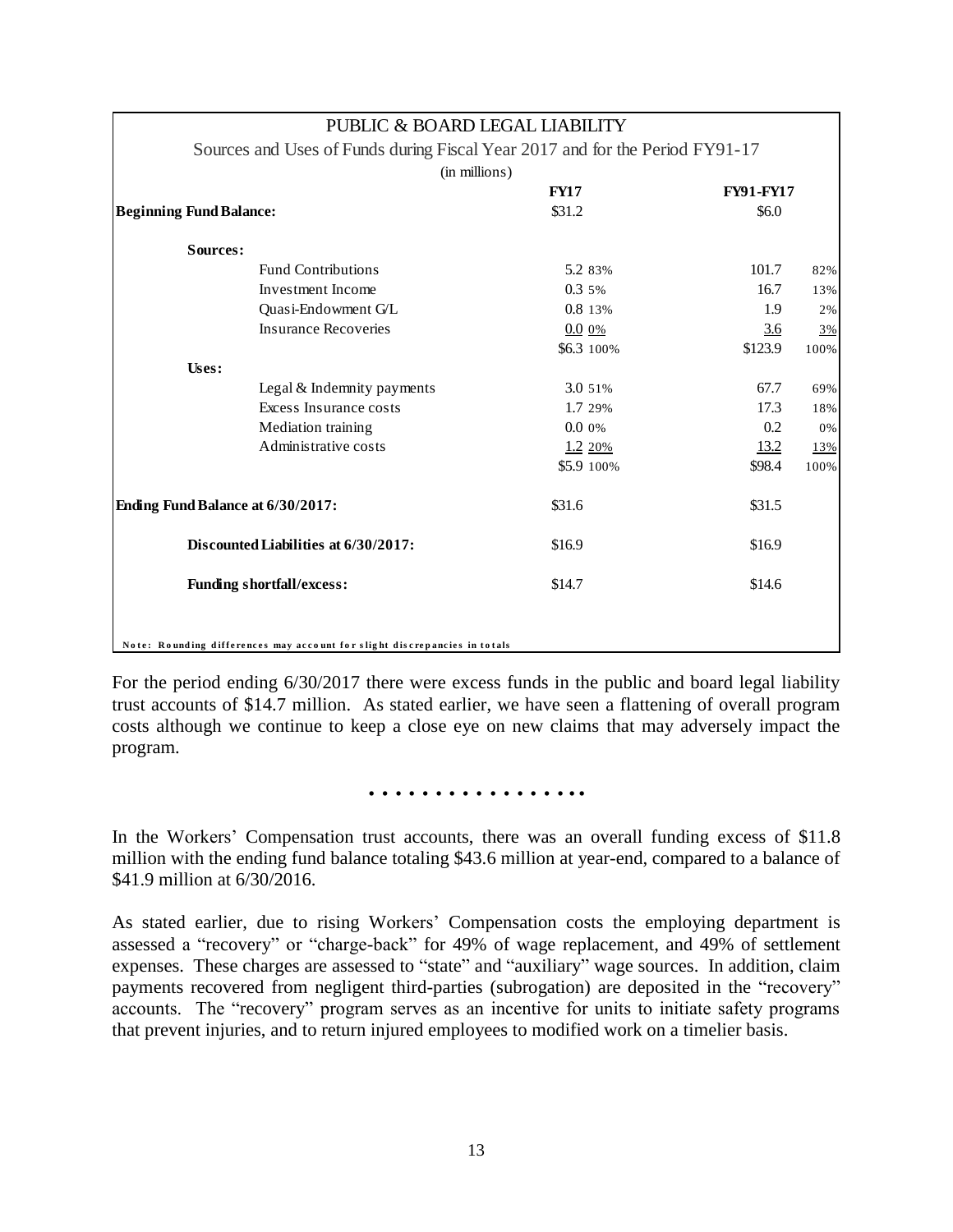| PUBLIC & BOARD LEGAL LIABILITY | | | | |
|---|---|---|---|---|
| Sources and Uses of Funds during Fiscal Year 2017 and for the Period FY91-17 | | | | |
| (in millions) | | | | |
| | **FY17** | | **FY91-FY17** | |
| **Beginning Fund Balance:** | $31.2 | | $6.0 | |
| **Sources:** | | | | |
| Fund Contributions | 5.2 | 83% | 101.7 | 82% |
| Investment Income | 0.3 | 5% | 16.7 | 13% |
| Quasi-Endowment G/L | 0.8 | 13% | 1.9 | 2% |
| Insurance Recoveries | 0.0 | 0% | 3.6 | 3% |
| | $6.3 | 100% | $123.9 | 100% |
| **Uses:** | | | | |
| Legal & Indemnity payments | 3.0 | 51% | 67.7 | 69% |
| Excess Insurance costs | 1.7 | 29% | 17.3 | 18% |
| Mediation training | 0.0 | 0% | 0.2 | 0% |
| Administrative costs | 1.2 | 20% | 13.2 | 13% |
| | $5.9 | 100% | $98.4 | 100% |
| **Ending Fund Balance at 6/30/2017:** | $31.6 | | $31.5 | |
| **Discounted Liabilities at 6/30/2017:** | $16.9 | | $16.9 | |
| **Funding shortfall/excess:** | $14.7 | | $14.6 | |

Note: Rounding differences may account for slight discrepancies in totals

For the period ending 6/30/2017 there were excess funds in the public and board legal liability trust accounts of $14.7 million. As stated earlier, we have seen a flattening of overall program costs although we continue to keep a close eye on new claims that may adversely impact the program.

• • • • • • • • • • • • • • • •

In the Workers' Compensation trust accounts, there was an overall funding excess of $11.8 million with the ending fund balance totaling $43.6 million at year-end, compared to a balance of $41.9 million at 6/30/2016.

As stated earlier, due to rising Workers' Compensation costs the employing department is assessed a "recovery" or "charge-back" for 49% of wage replacement, and 49% of settlement expenses. These charges are assessed to "state" and "auxiliary" wage sources. In addition, claim payments recovered from negligent third-parties (subrogation) are deposited in the "recovery" accounts. The "recovery" program serves as an incentive for units to initiate safety programs that prevent injuries, and to return injured employees to modified work on a timelier basis.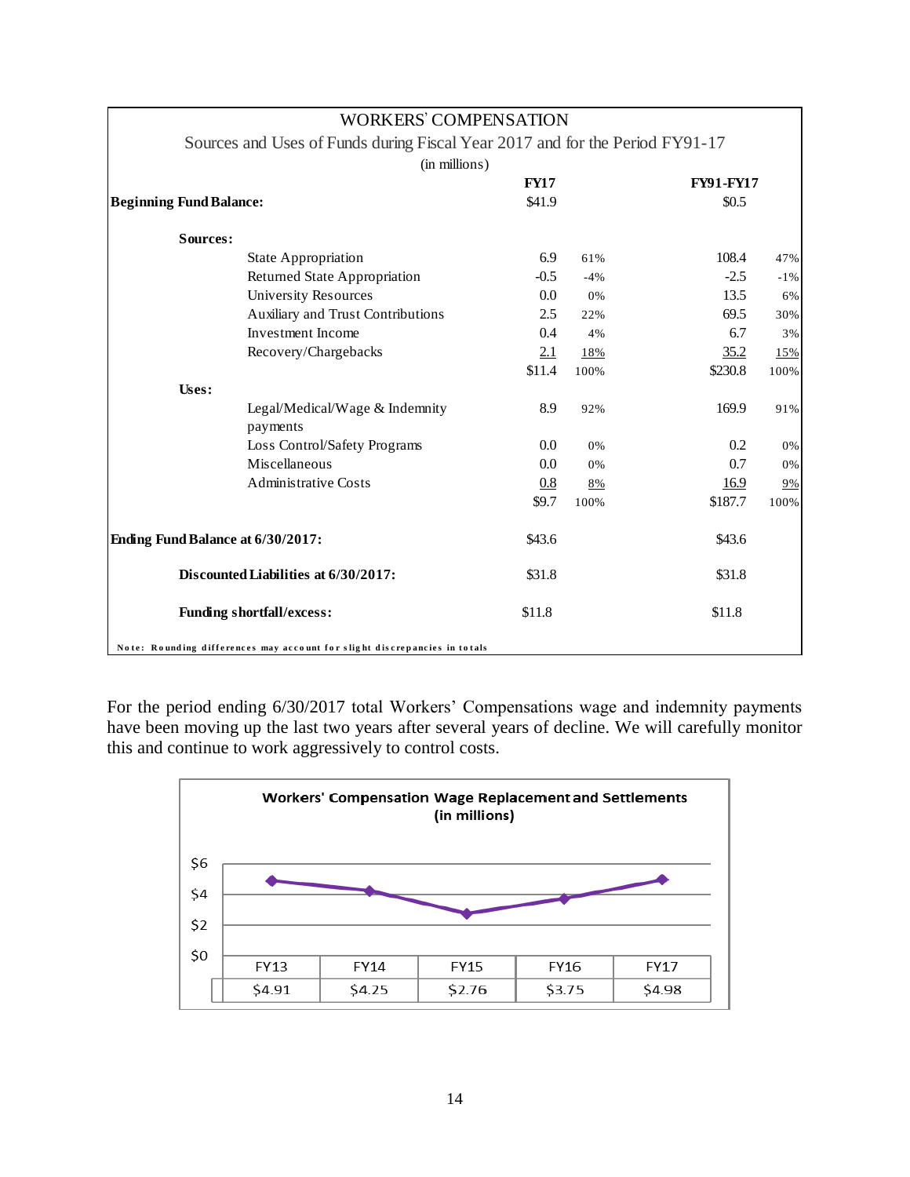| WORKERS' COMPENSATION | | | | |
|---|---|---|---|---|
| Sources and Uses of Funds during Fiscal Year 2017 and for the Period FY91-17 | | | | |
| (in millions) | | | | |
| | **FY17** | | **FY91-FY17** | |
| **Beginning Fund Balance:** | $41.9 | | $0.5 | |
| **Sources:** | | | | |
| State Appropriation | 6.9 | 61% | 108.4 | 47% |
| Returned State Appropriation | -0.5 | -4% | -2.5 | -1% |
| University Resources | 0.0 | 0% | 13.5 | 6% |
| Auxiliary and Trust Contributions | 2.5 | 22% | 69.5 | 30% |
| Investment Income | 0.4 | 4% | 6.7 | 3% |
| Recovery/Chargebacks | 2.1 | 18% | 35.2 | 15% |
| | $11.4 | 100% | $230.8 | 100% |
| **Uses:** | | | | |
| Legal/Medical/Wage & Indemnity payments | 8.9 | 92% | 169.9 | 91% |
| Loss Control/Safety Programs | 0.0 | 0% | 0.2 | 0% |
| Miscellaneous | 0.0 | 0% | 0.7 | 0% |
| Administrative Costs | 0.8 | 8% | 16.9 | 9% |
| | $9.7 | 100% | $187.7 | 100% |
| **Ending Fund Balance at 6/30/2017:** | $43.6 | | $43.6 | |
| **Discounted Liabilities at 6/30/2017:** | $31.8 | | $31.8 | |
| **Funding shortfall/excess:** | $11.8 | | $11.8 | |

**Note: Rounding differences may account for slight discrepancies in totals**

For the period ending 6/30/2017 total Workers' Compensations wage and indemnity payments have been moving up the last two years after several years of decline. We will carefully monitor this and continue to work aggressively to control costs.

**Workers' Compensation Wage Replacement and Settlements (in millions)**

| FY13 | FY14 | FY15 | FY16 | FY17 |
|---|---|---|---|---|
| $4.91 | $4.25 | $2.76 | $3.75 | $4.98 |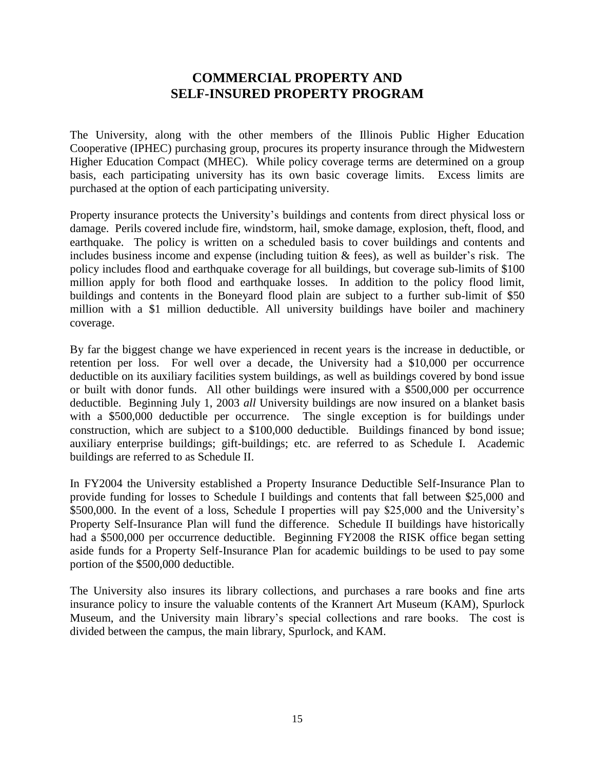# COMMERCIAL PROPERTY AND SELF-INSURED PROPERTY PROGRAM

The University, along with the other members of the Illinois Public Higher Education Cooperative (IPHEC) purchasing group, procures its property insurance through the Midwestern Higher Education Compact (MHEC). While policy coverage terms are determined on a group basis, each participating university has its own basic coverage limits. Excess limits are purchased at the option of each participating university.

Property insurance protects the University's buildings and contents from direct physical loss or damage. Perils covered include fire, windstorm, hail, smoke damage, explosion, theft, flood, and earthquake. The policy is written on a scheduled basis to cover buildings and contents and includes business income and expense (including tuition & fees), as well as builder's risk. The policy includes flood and earthquake coverage for all buildings, but coverage sub-limits of $100 million apply for both flood and earthquake losses. In addition to the policy flood limit, buildings and contents in the Boneyard flood plain are subject to a further sub-limit of $50 million with a $1 million deductible. All university buildings have boiler and machinery coverage.

By far the biggest change we have experienced in recent years is the increase in deductible, or retention per loss. For well over a decade, the University had a $10,000 per occurrence deductible on its auxiliary facilities system buildings, as well as buildings covered by bond issue or built with donor funds. All other buildings were insured with a $500,000 per occurrence deductible. Beginning July 1, 2003 *all* University buildings are now insured on a blanket basis with a $500,000 deductible per occurrence. The single exception is for buildings under construction, which are subject to a $100,000 deductible. Buildings financed by bond issue; auxiliary enterprise buildings; gift-buildings; etc. are referred to as Schedule I. Academic buildings are referred to as Schedule II.

In FY2004 the University established a Property Insurance Deductible Self-Insurance Plan to provide funding for losses to Schedule I buildings and contents that fall between $25,000 and $500,000. In the event of a loss, Schedule I properties will pay $25,000 and the University's Property Self-Insurance Plan will fund the difference. Schedule II buildings have historically had a $500,000 per occurrence deductible. Beginning FY2008 the RISK office began setting aside funds for a Property Self-Insurance Plan for academic buildings to be used to pay some portion of the $500,000 deductible.

The University also insures its library collections, and purchases a rare books and fine arts insurance policy to insure the valuable contents of the Krannert Art Museum (KAM), Spurlock Museum, and the University main library's special collections and rare books. The cost is divided between the campus, the main library, Spurlock, and KAM.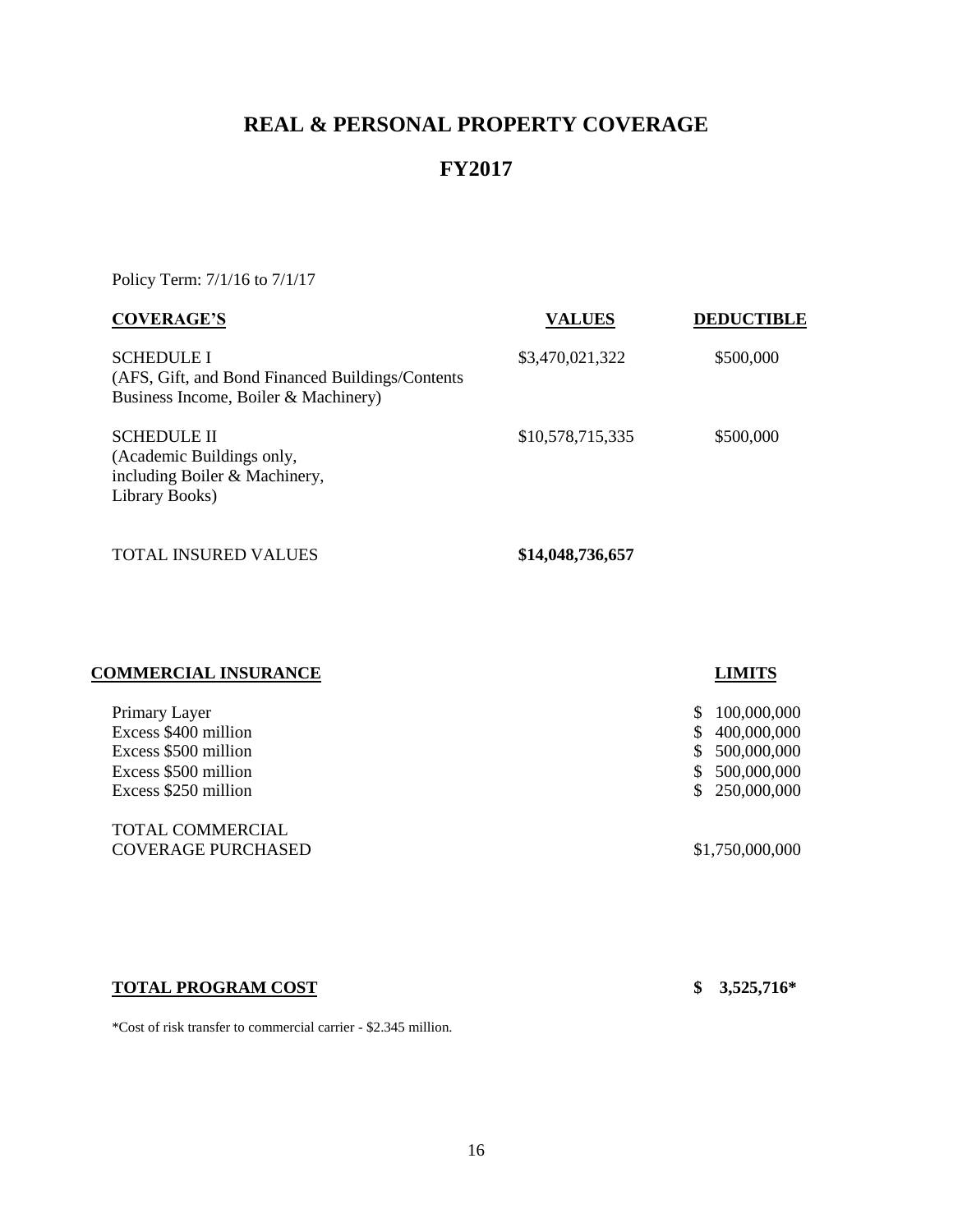# REAL & PERSONAL PROPERTY COVERAGE

# FY2017

Policy Term: 7/1/16 to 7/1/17

| COVERAGE'S | VALUES | DEDUCTIBLE |
|---|---|---|
| SCHEDULE I (AFS, Gift, and Bond Financed Buildings/Contents Business Income, Boiler & Machinery) | \$3,470,021,322 | \$500,000 |
| SCHEDULE II (Academic Buildings only, including Boiler & Machinery, Library Books) | \$10,578,715,335 | \$500,000 |
| TOTAL INSURED VALUES | **\$14,048,736,657** | |

| COMMERCIAL INSURANCE | LIMITS |
|---|---|
| Primary Layer | \$ 100,000,000 |
| Excess \$400 million | \$ 400,000,000 |
| Excess \$500 million | \$ 500,000,000 |
| Excess \$500 million | \$ 500,000,000 |
| Excess \$250 million | \$ 250,000,000 |
| TOTAL COMMERCIAL COVERAGE PURCHASED | \$1,750,000,000 |

**TOTAL PROGRAM COST** **\$ 3,525,716***

*Cost of risk transfer to commercial carrier - \$2.345 million.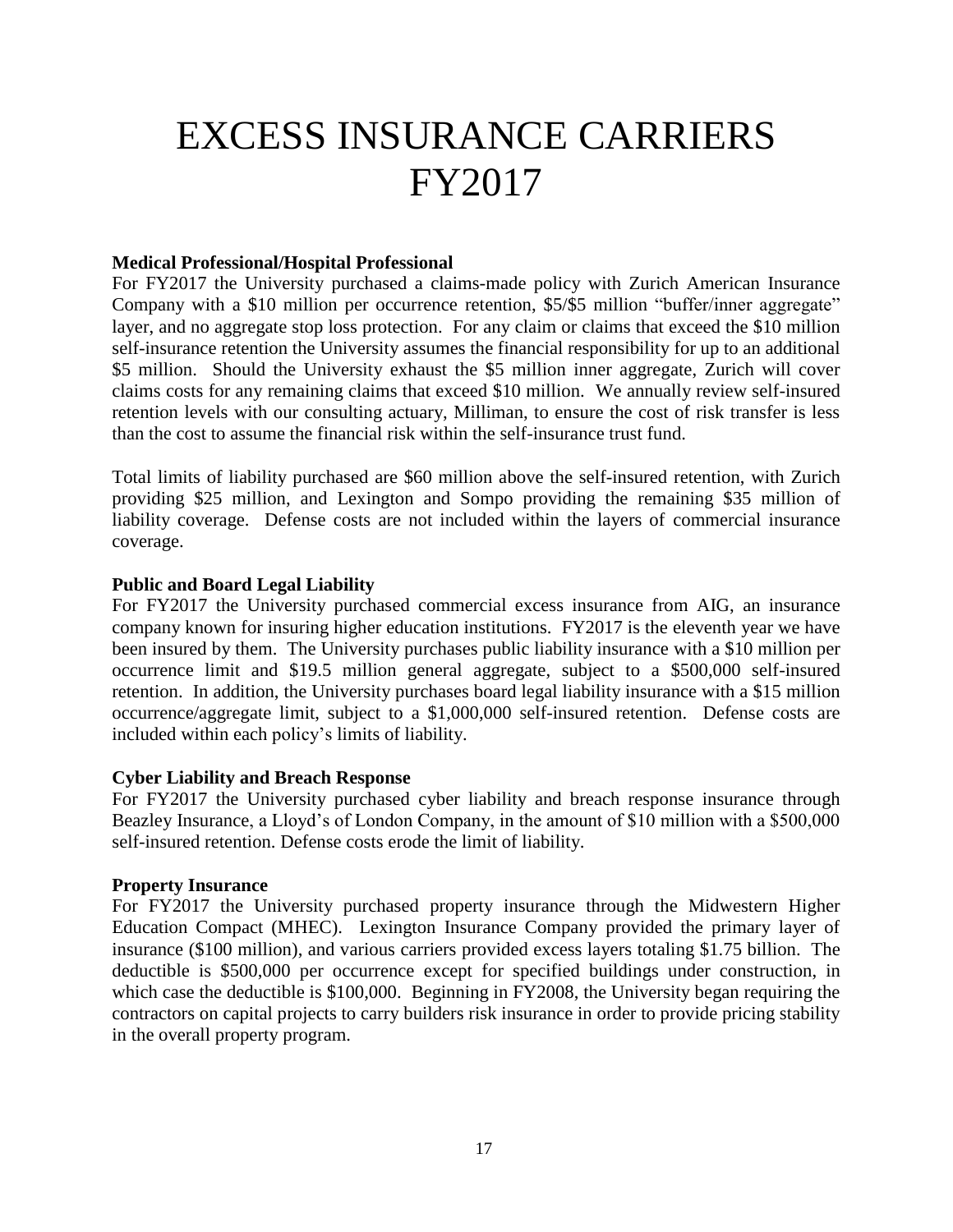# EXCESS INSURANCE CARRIERS FY2017

**Medical Professional/Hospital Professional**

For FY2017 the University purchased a claims-made policy with Zurich American Insurance Company with a $10 million per occurrence retention, $5/$5 million "buffer/inner aggregate" layer, and no aggregate stop loss protection. For any claim or claims that exceed the $10 million self-insurance retention the University assumes the financial responsibility for up to an additional $5 million. Should the University exhaust the $5 million inner aggregate, Zurich will cover claims costs for any remaining claims that exceed $10 million. We annually review self-insured retention levels with our consulting actuary, Milliman, to ensure the cost of risk transfer is less than the cost to assume the financial risk within the self-insurance trust fund.

Total limits of liability purchased are $60 million above the self-insured retention, with Zurich providing $25 million, and Lexington and Sompo providing the remaining $35 million of liability coverage. Defense costs are not included within the layers of commercial insurance coverage.

**Public and Board Legal Liability**

For FY2017 the University purchased commercial excess insurance from AIG, an insurance company known for insuring higher education institutions. FY2017 is the eleventh year we have been insured by them. The University purchases public liability insurance with a $10 million per occurrence limit and $19.5 million general aggregate, subject to a $500,000 self-insured retention. In addition, the University purchases board legal liability insurance with a $15 million occurrence/aggregate limit, subject to a $1,000,000 self-insured retention. Defense costs are included within each policy's limits of liability.

**Cyber Liability and Breach Response**

For FY2017 the University purchased cyber liability and breach response insurance through Beazley Insurance, a Lloyd's of London Company, in the amount of $10 million with a $500,000 self-insured retention. Defense costs erode the limit of liability.

**Property Insurance**

For FY2017 the University purchased property insurance through the Midwestern Higher Education Compact (MHEC). Lexington Insurance Company provided the primary layer of insurance ($100 million), and various carriers provided excess layers totaling $1.75 billion. The deductible is $500,000 per occurrence except for specified buildings under construction, in which case the deductible is $100,000. Beginning in FY2008, the University began requiring the contractors on capital projects to carry builders risk insurance in order to provide pricing stability in the overall property program.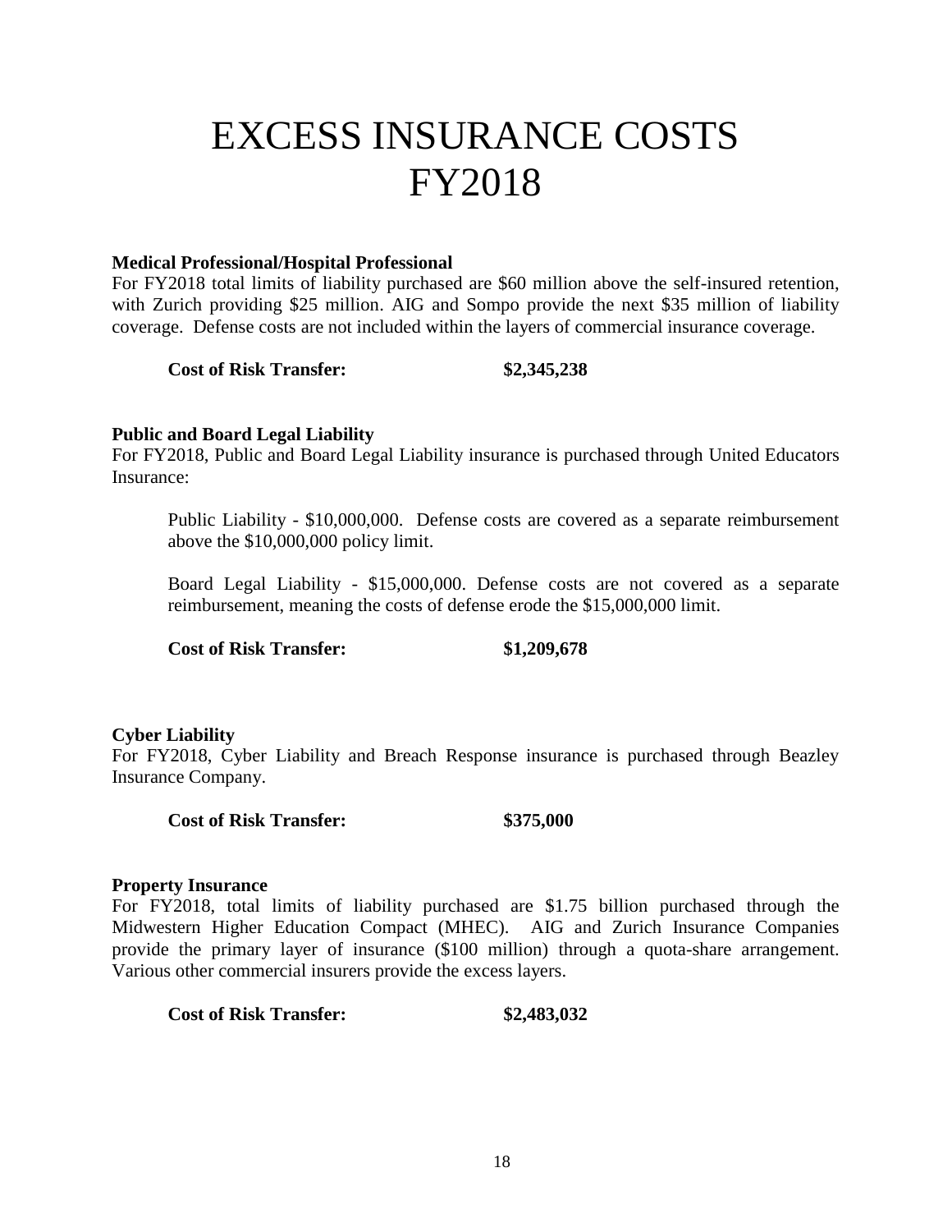# EXCESS INSURANCE COSTS FY2018

**Medical Professional/Hospital Professional**

For FY2018 total limits of liability purchased are $60 million above the self-insured retention, with Zurich providing $25 million. AIG and Sompo provide the next $35 million of liability coverage. Defense costs are not included within the layers of commercial insurance coverage.

**Cost of Risk Transfer: $2,345,238**

**Public and Board Legal Liability**

For FY2018, Public and Board Legal Liability insurance is purchased through United Educators Insurance:

Public Liability - $10,000,000. Defense costs are covered as a separate reimbursement above the $10,000,000 policy limit.

Board Legal Liability - $15,000,000. Defense costs are not covered as a separate reimbursement, meaning the costs of defense erode the $15,000,000 limit.

**Cost of Risk Transfer: $1,209,678**

**Cyber Liability**

For FY2018, Cyber Liability and Breach Response insurance is purchased through Beazley Insurance Company.

**Cost of Risk Transfer: $375,000**

**Property Insurance**

For FY2018, total limits of liability purchased are $1.75 billion purchased through the Midwestern Higher Education Compact (MHEC). AIG and Zurich Insurance Companies provide the primary layer of insurance ($100 million) through a quota-share arrangement. Various other commercial insurers provide the excess layers.

**Cost of Risk Transfer: $2,483,032**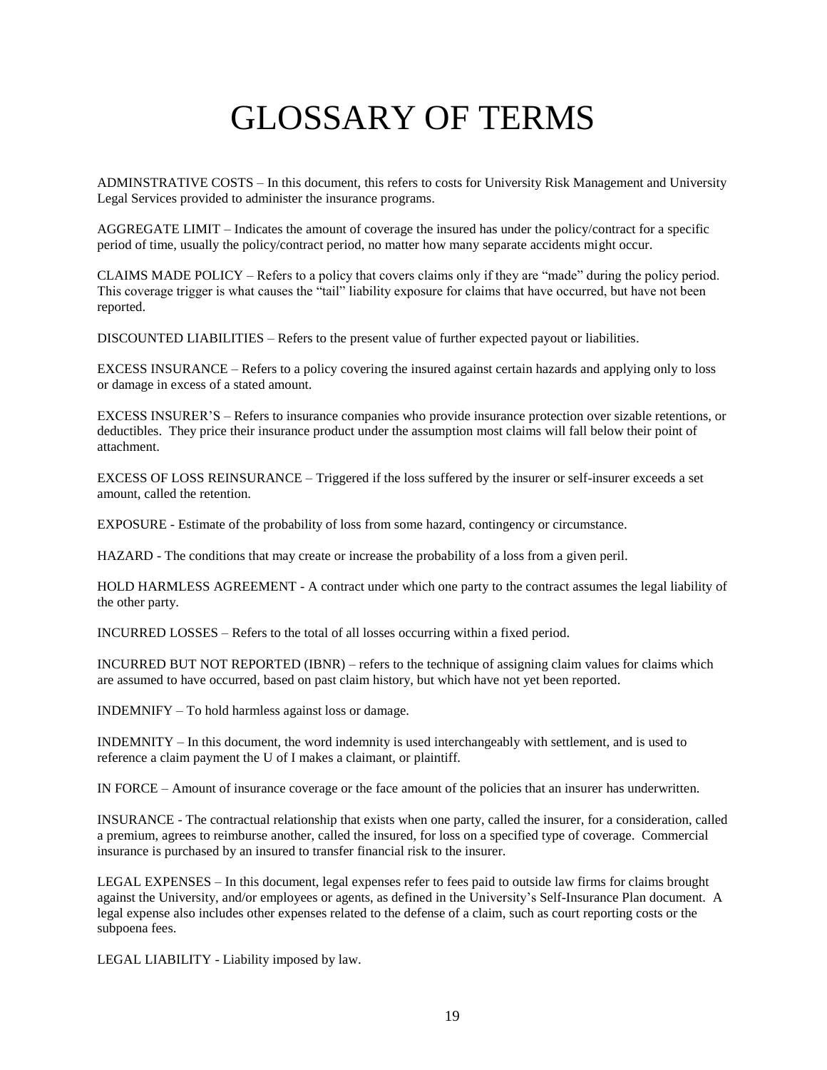# GLOSSARY OF TERMS

ADMINSTRATIVE COSTS – In this document, this refers to costs for University Risk Management and University Legal Services provided to administer the insurance programs.

AGGREGATE LIMIT – Indicates the amount of coverage the insured has under the policy/contract for a specific period of time, usually the policy/contract period, no matter how many separate accidents might occur.

CLAIMS MADE POLICY – Refers to a policy that covers claims only if they are "made" during the policy period. This coverage trigger is what causes the "tail" liability exposure for claims that have occurred, but have not been reported.

DISCOUNTED LIABILITIES – Refers to the present value of further expected payout or liabilities.

EXCESS INSURANCE – Refers to a policy covering the insured against certain hazards and applying only to loss or damage in excess of a stated amount.

EXCESS INSURER'S – Refers to insurance companies who provide insurance protection over sizable retentions, or deductibles. They price their insurance product under the assumption most claims will fall below their point of attachment.

EXCESS OF LOSS REINSURANCE – Triggered if the loss suffered by the insurer or self-insurer exceeds a set amount, called the retention.

EXPOSURE - Estimate of the probability of loss from some hazard, contingency or circumstance.

HAZARD - The conditions that may create or increase the probability of a loss from a given peril.

HOLD HARMLESS AGREEMENT - A contract under which one party to the contract assumes the legal liability of the other party.

INCURRED LOSSES – Refers to the total of all losses occurring within a fixed period.

INCURRED BUT NOT REPORTED (IBNR) – refers to the technique of assigning claim values for claims which are assumed to have occurred, based on past claim history, but which have not yet been reported.

INDEMNIFY – To hold harmless against loss or damage.

INDEMNITY – In this document, the word indemnity is used interchangeably with settlement, and is used to reference a claim payment the U of I makes a claimant, or plaintiff.

IN FORCE – Amount of insurance coverage or the face amount of the policies that an insurer has underwritten.

INSURANCE - The contractual relationship that exists when one party, called the insurer, for a consideration, called a premium, agrees to reimburse another, called the insured, for loss on a specified type of coverage. Commercial insurance is purchased by an insured to transfer financial risk to the insurer.

LEGAL EXPENSES – In this document, legal expenses refer to fees paid to outside law firms for claims brought against the University, and/or employees or agents, as defined in the University's Self-Insurance Plan document. A legal expense also includes other expenses related to the defense of a claim, such as court reporting costs or the subpoena fees.

LEGAL LIABILITY - Liability imposed by law.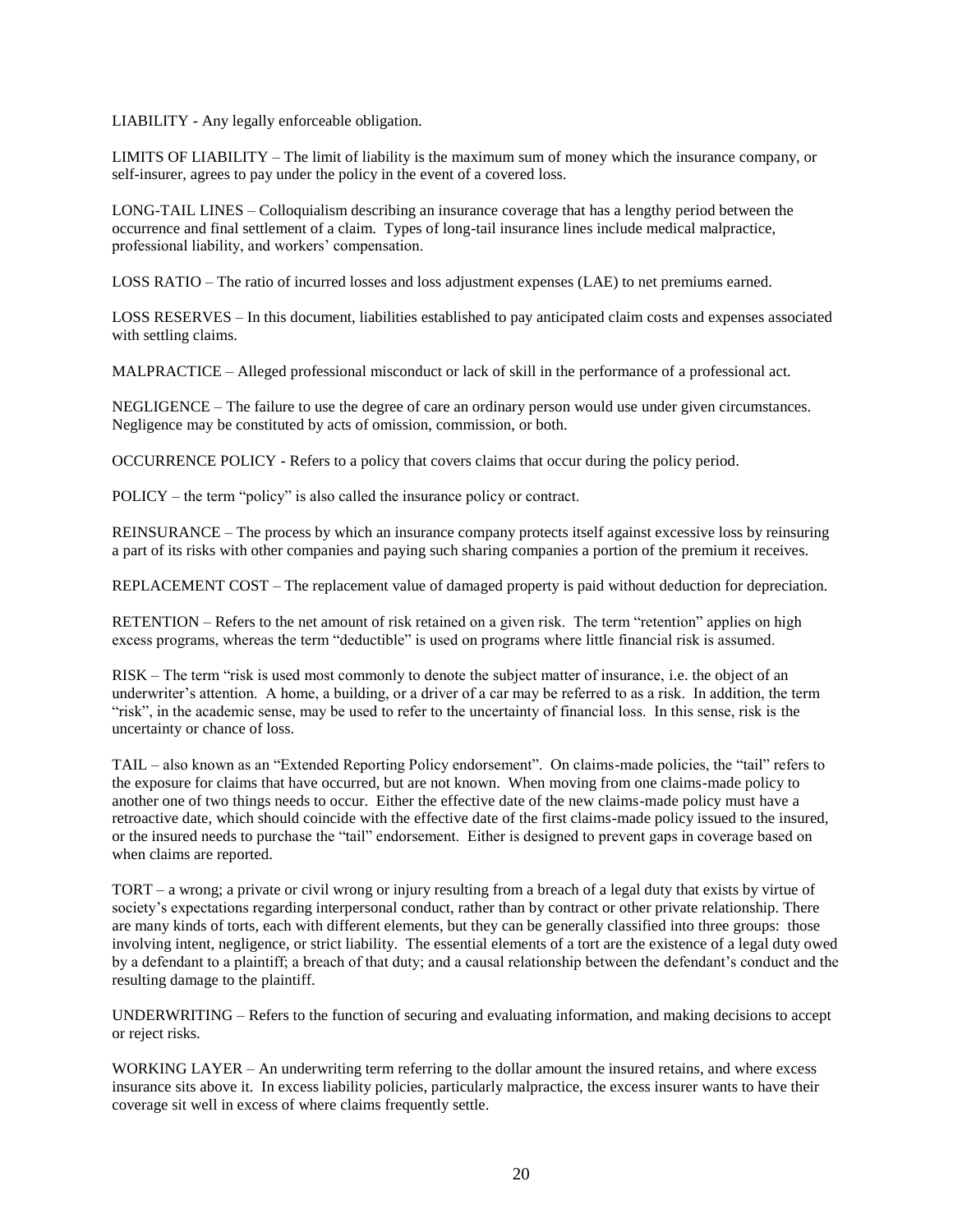LIABILITY - Any legally enforceable obligation.

LIMITS OF LIABILITY – The limit of liability is the maximum sum of money which the insurance company, or self-insurer, agrees to pay under the policy in the event of a covered loss.

LONG-TAIL LINES – Colloquialism describing an insurance coverage that has a lengthy period between the occurrence and final settlement of a claim. Types of long-tail insurance lines include medical malpractice, professional liability, and workers' compensation.

LOSS RATIO – The ratio of incurred losses and loss adjustment expenses (LAE) to net premiums earned.

LOSS RESERVES – In this document, liabilities established to pay anticipated claim costs and expenses associated with settling claims.

MALPRACTICE – Alleged professional misconduct or lack of skill in the performance of a professional act.

NEGLIGENCE – The failure to use the degree of care an ordinary person would use under given circumstances. Negligence may be constituted by acts of omission, commission, or both.

OCCURRENCE POLICY - Refers to a policy that covers claims that occur during the policy period.

POLICY – the term "policy" is also called the insurance policy or contract.

REINSURANCE – The process by which an insurance company protects itself against excessive loss by reinsuring a part of its risks with other companies and paying such sharing companies a portion of the premium it receives.

REPLACEMENT COST – The replacement value of damaged property is paid without deduction for depreciation.

RETENTION – Refers to the net amount of risk retained on a given risk. The term "retention" applies on high excess programs, whereas the term "deductible" is used on programs where little financial risk is assumed.

RISK – The term "risk is used most commonly to denote the subject matter of insurance, i.e. the object of an underwriter's attention. A home, a building, or a driver of a car may be referred to as a risk. In addition, the term "risk", in the academic sense, may be used to refer to the uncertainty of financial loss. In this sense, risk is the uncertainty or chance of loss.

TAIL – also known as an "Extended Reporting Policy endorsement". On claims-made policies, the "tail" refers to the exposure for claims that have occurred, but are not known. When moving from one claims-made policy to another one of two things needs to occur. Either the effective date of the new claims-made policy must have a retroactive date, which should coincide with the effective date of the first claims-made policy issued to the insured, or the insured needs to purchase the "tail" endorsement. Either is designed to prevent gaps in coverage based on when claims are reported.

TORT – a wrong; a private or civil wrong or injury resulting from a breach of a legal duty that exists by virtue of society's expectations regarding interpersonal conduct, rather than by contract or other private relationship. There are many kinds of torts, each with different elements, but they can be generally classified into three groups: those involving intent, negligence, or strict liability. The essential elements of a tort are the existence of a legal duty owed by a defendant to a plaintiff; a breach of that duty; and a causal relationship between the defendant's conduct and the resulting damage to the plaintiff.

UNDERWRITING – Refers to the function of securing and evaluating information, and making decisions to accept or reject risks.

WORKING LAYER – An underwriting term referring to the dollar amount the insured retains, and where excess insurance sits above it. In excess liability policies, particularly malpractice, the excess insurer wants to have their coverage sit well in excess of where claims frequently settle.